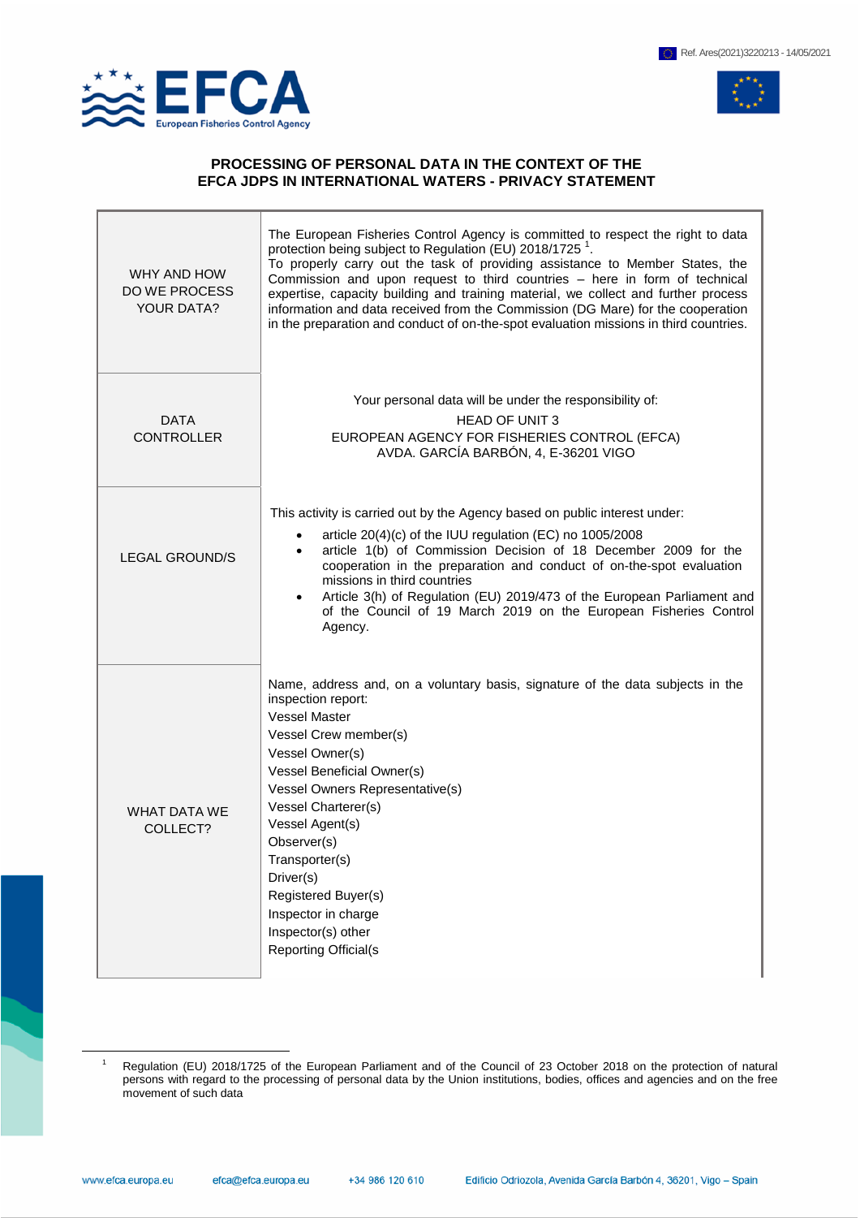Ref. Ares(2021)3220213 - 14/05/2021

## PROCESSING OF PERSONAL DATA IN THE CONTEXT OF THE EFCA JDPS IN INTERNATIONAL WATERS - PRIVACY STATEMENT

| | |
|---|---|
| WHY AND HOW DO WE PROCESS YOUR DATA? | The European Fisheries Control Agency is committed to respect the right to data protection being subject to Regulation (EU) 2018/1725 [1].<br>To properly carry out the task of providing assistance to Member States, the Commission and upon request to third countries – here in form of technical expertise, capacity building and training material, we collect and further process information and data received from the Commission (DG Mare) for the cooperation in the preparation and conduct of on-the-spot evaluation missions in third countries. |
| DATA CONTROLLER | Your personal data will be under the responsibility of:<br>HEAD OF UNIT 3<br>EUROPEAN AGENCY FOR FISHERIES CONTROL (EFCA)<br>AVDA. GARCÍA BARBÓN, 4, E-36201 VIGO |
| LEGAL GROUND/S | This activity is carried out by the Agency based on public interest under:<br>• article 20(4)(c) of the IUU regulation (EC) no 1005/2008<br>• article 1(b) of Commission Decision of 18 December 2009 for the cooperation in the preparation and conduct of on-the-spot evaluation missions in third countries<br>• Article 3(h) of Regulation (EU) 2019/473 of the European Parliament and of the Council of 19 March 2019 on the European Fisheries Control Agency. |
| WHAT DATA WE COLLECT? | Name, address and, on a voluntary basis, signature of the data subjects in the inspection report:<br>Vessel Master<br>Vessel Crew member(s)<br>Vessel Owner(s)<br>Vessel Beneficial Owner(s)<br>Vessel Owners Representative(s)<br>Vessel Charterer(s)<br>Vessel Agent(s)<br>Observer(s)<br>Transporter(s)<br>Driver(s)<br>Registered Buyer(s)<br>Inspector in charge<br>Inspector(s) other<br>Reporting Official(s |

[1] Regulation (EU) 2018/1725 of the European Parliament and of the Council of 23 October 2018 on the protection of natural persons with regard to the processing of personal data by the Union institutions, bodies, offices and agencies and on the free movement of such data

www.efca.europa.eu efca@efca.europa.eu +34 986 120 610 Edificio Odriozola, Avenida García Barbón 4, 36201, Vigo – Spain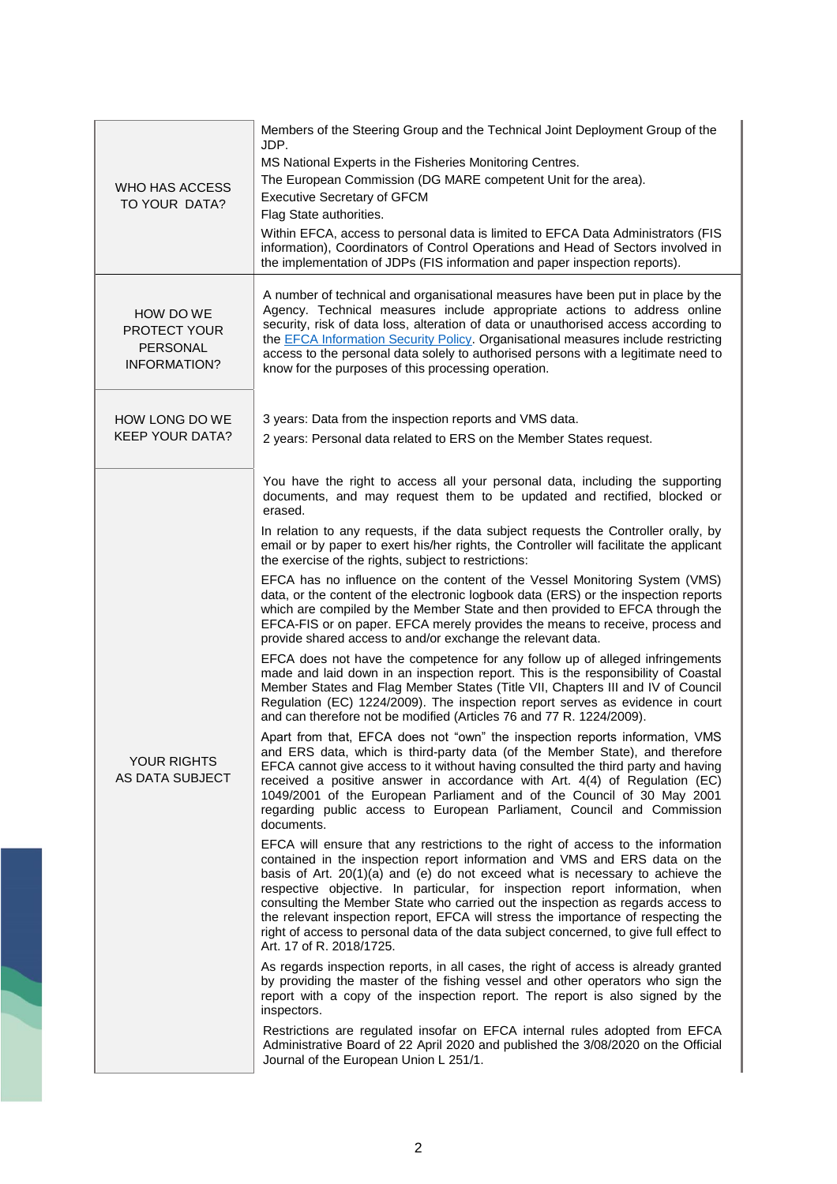| | |
|---|---|
| WHO HAS ACCESS TO YOUR DATA? | Members of the Steering Group and the Technical Joint Deployment Group of the JDP.<br>MS National Experts in the Fisheries Monitoring Centres.<br>The European Commission (DG MARE competent Unit for the area).<br>Executive Secretary of GFCM<br>Flag State authorities.<br>Within EFCA, access to personal data is limited to EFCA Data Administrators (FIS information), Coordinators of Control Operations and Head of Sectors involved in the implementation of JDPs (FIS information and paper inspection reports). |
| HOW DO WE PROTECT YOUR PERSONAL INFORMATION? | A number of technical and organisational measures have been put in place by the Agency. Technical measures include appropriate actions to address online security, risk of data loss, alteration of data or unauthorised access according to the EFCA Information Security Policy. Organisational measures include restricting access to the personal data solely to authorised persons with a legitimate need to know for the purposes of this processing operation. |
| HOW LONG DO WE KEEP YOUR DATA? | 3 years: Data from the inspection reports and VMS data.<br>2 years: Personal data related to ERS on the Member States request. |
| YOUR RIGHTS AS DATA SUBJECT | You have the right to access all your personal data, including the supporting documents, and may request them to be updated and rectified, blocked or erased.<br>In relation to any requests, if the data subject requests the Controller orally, by email or by paper to exert his/her rights, the Controller will facilitate the applicant the exercise of the rights, subject to restrictions:<br>EFCA has no influence on the content of the Vessel Monitoring System (VMS) data, or the content of the electronic logbook data (ERS) or the inspection reports which are compiled by the Member State and then provided to EFCA through the EFCA-FIS or on paper. EFCA merely provides the means to receive, process and provide shared access to and/or exchange the relevant data.<br>EFCA does not have the competence for any follow up of alleged infringements made and laid down in an inspection report. This is the responsibility of Coastal Member States and Flag Member States (Title VII, Chapters III and IV of Council Regulation (EC) 1224/2009). The inspection report serves as evidence in court and can therefore not be modified (Articles 76 and 77 R. 1224/2009).<br>Apart from that, EFCA does not "own" the inspection reports information, VMS and ERS data, which is third-party data (of the Member State), and therefore EFCA cannot give access to it without having consulted the third party and having received a positive answer in accordance with Art. 4(4) of Regulation (EC) 1049/2001 of the European Parliament and of the Council of 30 May 2001 regarding public access to European Parliament, Council and Commission documents.<br>EFCA will ensure that any restrictions to the right of access to the information contained in the inspection report information and VMS and ERS data on the basis of Art. 20(1)(a) and (e) do not exceed what is necessary to achieve the respective objective. In particular, for inspection report information, when consulting the Member State who carried out the inspection as regards access to the relevant inspection report, EFCA will stress the importance of respecting the right of access to personal data of the data subject concerned, to give full effect to Art. 17 of R. 2018/1725.<br>As regards inspection reports, in all cases, the right of access is already granted by providing the master of the fishing vessel and other operators who sign the report with a copy of the inspection report. The report is also signed by the inspectors.<br>Restrictions are regulated insofar on EFCA internal rules adopted from EFCA Administrative Board of 22 April 2020 and published the 3/08/2020 on the Official Journal of the European Union L 251/1. |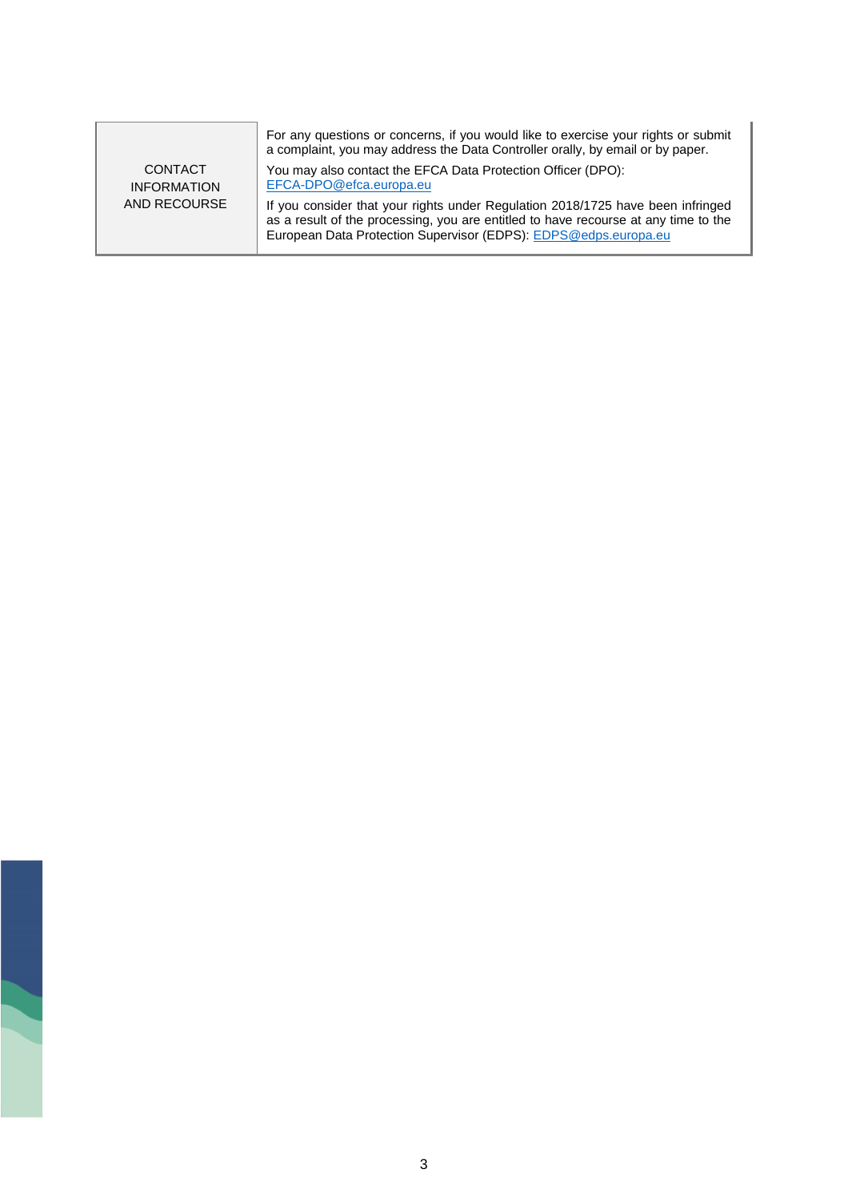| | |
|---|---|
| CONTACT INFORMATION AND RECOURSE | For any questions or concerns, if you would like to exercise your rights or submit a complaint, you may address the Data Controller orally, by email or by paper.<br><br>You may also contact the EFCA Data Protection Officer (DPO): EFCA-DPO@efca.europa.eu<br><br>If you consider that your rights under Regulation 2018/1725 have been infringed as a result of the processing, you are entitled to have recourse at any time to the European Data Protection Supervisor (EDPS): EDPS@edps.europa.eu |